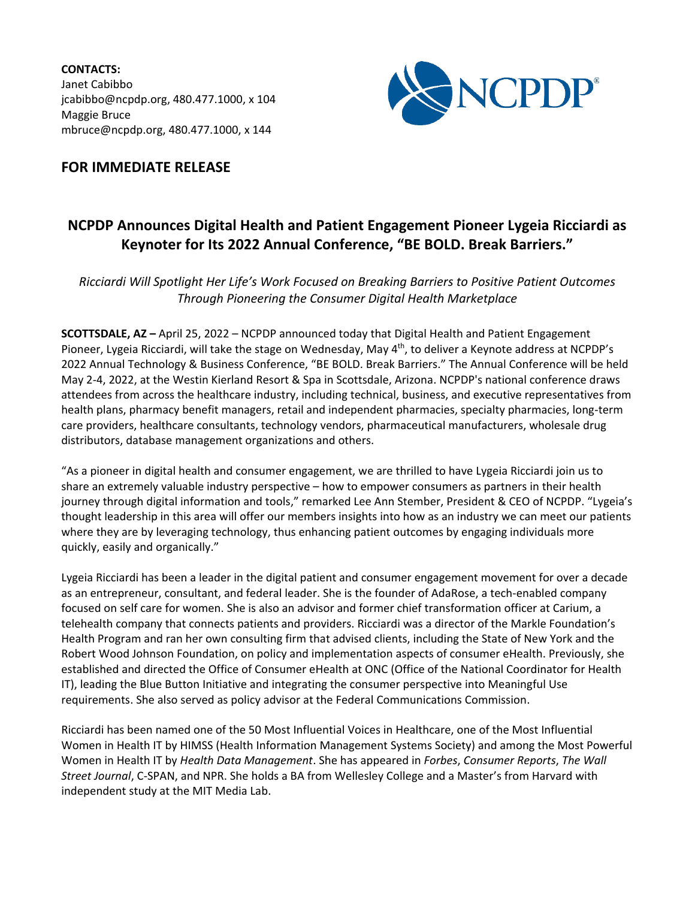**CONTACTS:**
Janet Cabibbo
jcabibbo@ncpdp.org, 480.477.1000, x 104
Maggie Bruce
mbruce@ncpdp.org, 480.477.1000, x 144

NCPDP®

## FOR IMMEDIATE RELEASE

# NCPDP Announces Digital Health and Patient Engagement Pioneer Lygeia Ricciardi as Keynoter for Its 2022 Annual Conference, "BE BOLD. Break Barriers."

*Ricciardi Will Spotlight Her Life's Work Focused on Breaking Barriers to Positive Patient Outcomes Through Pioneering the Consumer Digital Health Marketplace*

**SCOTTSDALE, AZ –** April 25, 2022 – NCPDP announced today that Digital Health and Patient Engagement Pioneer, Lygeia Ricciardi, will take the stage on Wednesday, May 4th, to deliver a Keynote address at NCPDP's 2022 Annual Technology & Business Conference, "BE BOLD. Break Barriers." The Annual Conference will be held May 2-4, 2022, at the Westin Kierland Resort & Spa in Scottsdale, Arizona. NCPDP's national conference draws attendees from across the healthcare industry, including technical, business, and executive representatives from health plans, pharmacy benefit managers, retail and independent pharmacies, specialty pharmacies, long-term care providers, healthcare consultants, technology vendors, pharmaceutical manufacturers, wholesale drug distributors, database management organizations and others.

"As a pioneer in digital health and consumer engagement, we are thrilled to have Lygeia Ricciardi join us to share an extremely valuable industry perspective – how to empower consumers as partners in their health journey through digital information and tools," remarked Lee Ann Stember, President & CEO of NCPDP. "Lygeia's thought leadership in this area will offer our members insights into how as an industry we can meet our patients where they are by leveraging technology, thus enhancing patient outcomes by engaging individuals more quickly, easily and organically."

Lygeia Ricciardi has been a leader in the digital patient and consumer engagement movement for over a decade as an entrepreneur, consultant, and federal leader. She is the founder of AdaRose, a tech-enabled company focused on self care for women. She is also an advisor and former chief transformation officer at Carium, a telehealth company that connects patients and providers. Ricciardi was a director of the Markle Foundation's Health Program and ran her own consulting firm that advised clients, including the State of New York and the Robert Wood Johnson Foundation, on policy and implementation aspects of consumer eHealth. Previously, she established and directed the Office of Consumer eHealth at ONC (Office of the National Coordinator for Health IT), leading the Blue Button Initiative and integrating the consumer perspective into Meaningful Use requirements. She also served as policy advisor at the Federal Communications Commission.

Ricciardi has been named one of the 50 Most Influential Voices in Healthcare, one of the Most Influential Women in Health IT by HIMSS (Health Information Management Systems Society) and among the Most Powerful Women in Health IT by *Health Data Management*. She has appeared in *Forbes*, *Consumer Reports*, *The Wall Street Journal*, C-SPAN, and NPR. She holds a BA from Wellesley College and a Master's from Harvard with independent study at the MIT Media Lab.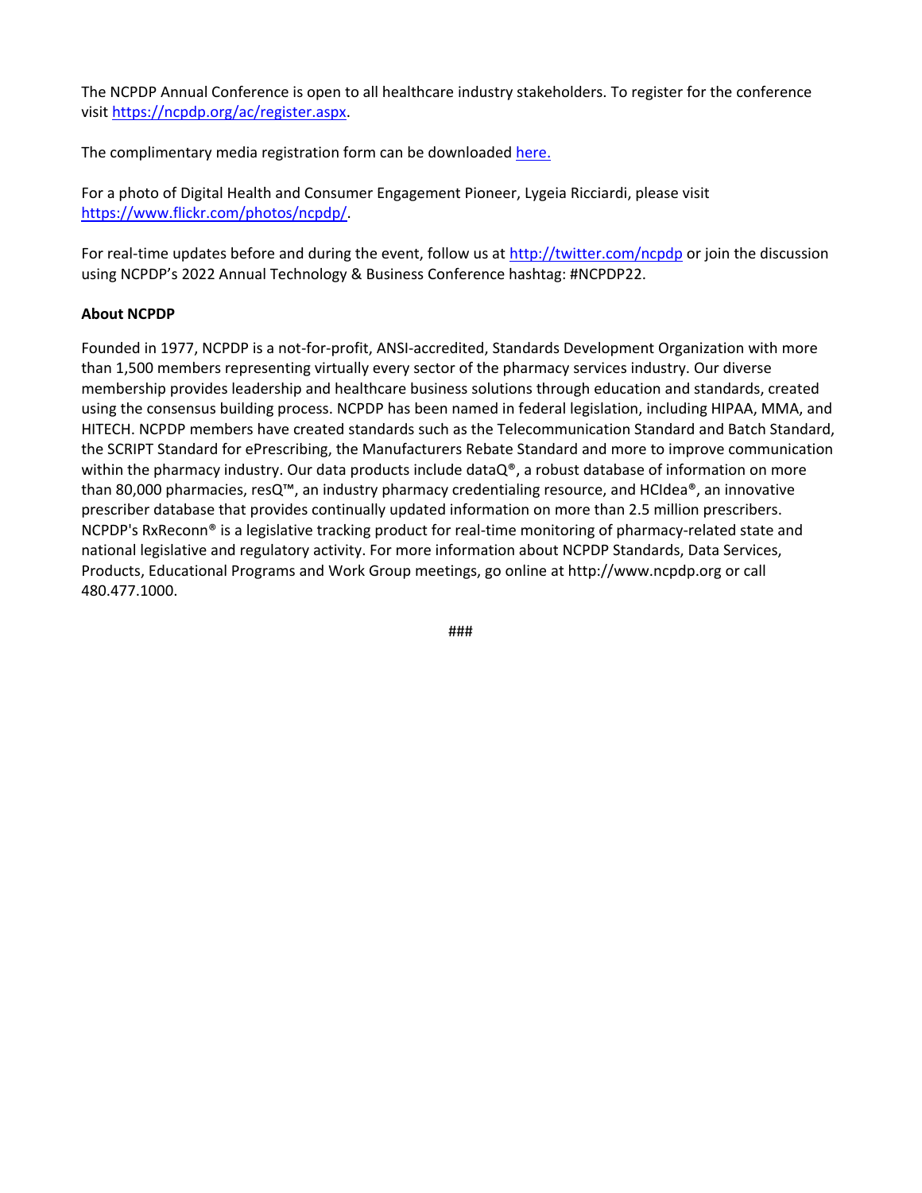The NCPDP Annual Conference is open to all healthcare industry stakeholders. To register for the conference visit https://ncpdp.org/ac/register.aspx.

The complimentary media registration form can be downloaded here.

For a photo of Digital Health and Consumer Engagement Pioneer, Lygeia Ricciardi, please visit https://www.flickr.com/photos/ncpdp/.

For real-time updates before and during the event, follow us at http://twitter.com/ncpdp or join the discussion using NCPDP's 2022 Annual Technology & Business Conference hashtag: #NCPDP22.

**About NCPDP**

Founded in 1977, NCPDP is a not-for-profit, ANSI-accredited, Standards Development Organization with more than 1,500 members representing virtually every sector of the pharmacy services industry. Our diverse membership provides leadership and healthcare business solutions through education and standards, created using the consensus building process. NCPDP has been named in federal legislation, including HIPAA, MMA, and HITECH. NCPDP members have created standards such as the Telecommunication Standard and Batch Standard, the SCRIPT Standard for ePrescribing, the Manufacturers Rebate Standard and more to improve communication within the pharmacy industry. Our data products include dataQ®, a robust database of information on more than 80,000 pharmacies, resQ™, an industry pharmacy credentialing resource, and HCIdea®, an innovative prescriber database that provides continually updated information on more than 2.5 million prescribers. NCPDP's RxReconn® is a legislative tracking product for real-time monitoring of pharmacy-related state and national legislative and regulatory activity. For more information about NCPDP Standards, Data Services, Products, Educational Programs and Work Group meetings, go online at http://www.ncpdp.org or call 480.477.1000.

###